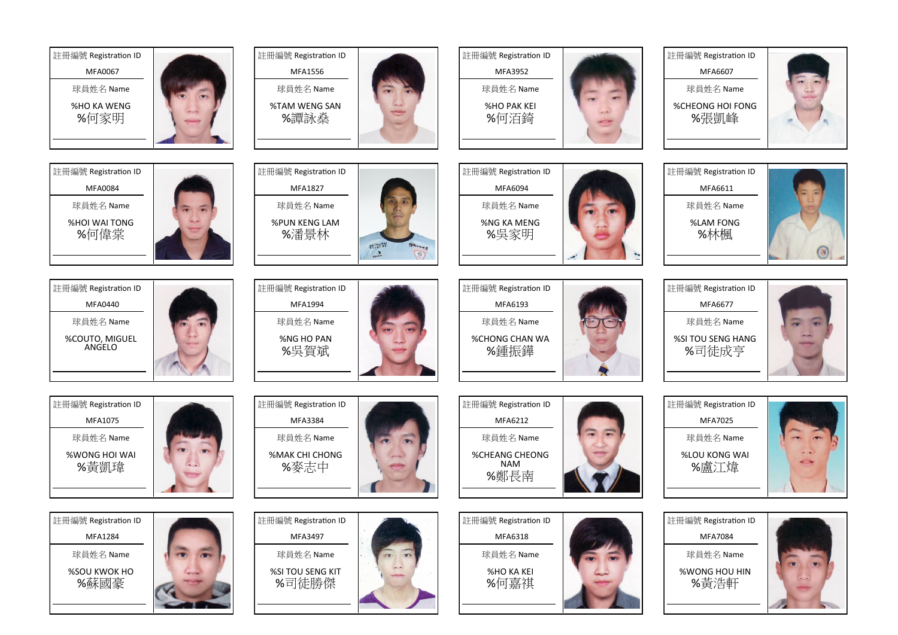| 註冊編號 Registration ID | 球員姓名 Name |
| --- | --- |
| MFA0067 | %HO KA WENG %何家明 |
| MFA1556 | %TAM WENG SAN %譚詠燊 |
| MFA3952 | %HO PAK KEI %何洦錡 |
| MFA6607 | %CHEONG HOI FONG %張凱峰 |
| MFA0084 | %HOI WAI TONG %何偉棠 |
| MFA1827 | %PUN KENG LAM %潘景林 |
| MFA6094 | %NG KA MENG %吳家明 |
| MFA6611 | %LAM FONG %林楓 |
| MFA0440 | %COUTO, MIGUEL ANGELO |
| MFA1994 | %NG HO PAN %吳賀斌 |
| MFA6193 | %CHONG CHAN WA %鍾振鏵 |
| MFA6677 | %SI TOU SENG HANG %司徒成亨 |
| MFA1075 | %WONG HOI WAI %黃凱瑋 |
| MFA3384 | %MAK CHI CHONG %麥志中 |
| MFA6212 | %CHEANG CHEONG NAM %鄭長南 |
| MFA7025 | %LOU KONG WAI %盧江煒 |
| MFA1284 | %SOU KWOK HO %蘇國豪 |
| MFA3497 | %SI TOU SENG KIT %司徒勝傑 |
| MFA6318 | %HO KA KEI %何嘉祺 |
| MFA7084 | %WONG HOU HIN %黃浩軒 |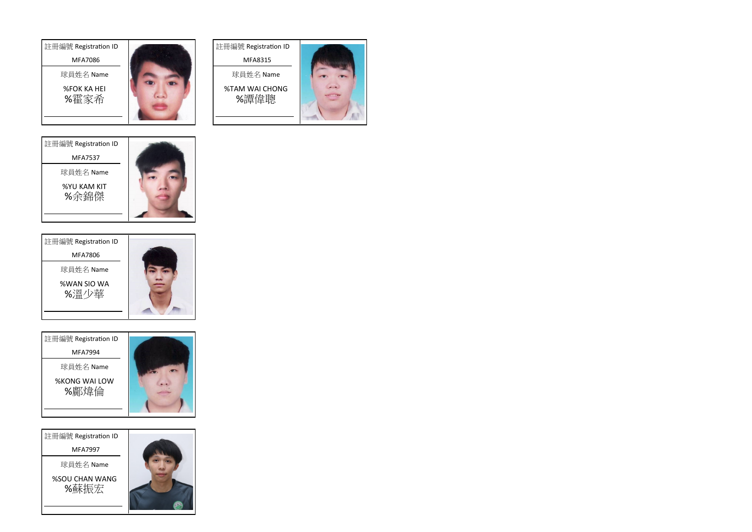| 註冊編號 Registration ID |
| --- |
| MFA7086 |
| 球員姓名 Name |
| %FOK KA HEI<br>%霍家希 |

| 註冊編號 Registration ID |
| --- |
| MFA8315 |
| 球員姓名 Name |
| %TAM WAI CHONG<br>%譚偉聰 |

| 註冊編號 Registration ID |
| --- |
| MFA7537 |
| 球員姓名 Name |
| %YU KAM KIT<br>%余錦傑 |

| 註冊編號 Registration ID |
| --- |
| MFA7806 |
| 球員姓名 Name |
| %WAN SIO WA<br>%溫少華 |

| 註冊編號 Registration ID |
| --- |
| MFA7994 |
| 球員姓名 Name |
| %KONG WAI LOW<br>%鄺煒倫 |

| 註冊編號 Registration ID |
| --- |
| MFA7997 |
| 球員姓名 Name |
| %SOU CHAN WANG<br>%蘇振宏 |